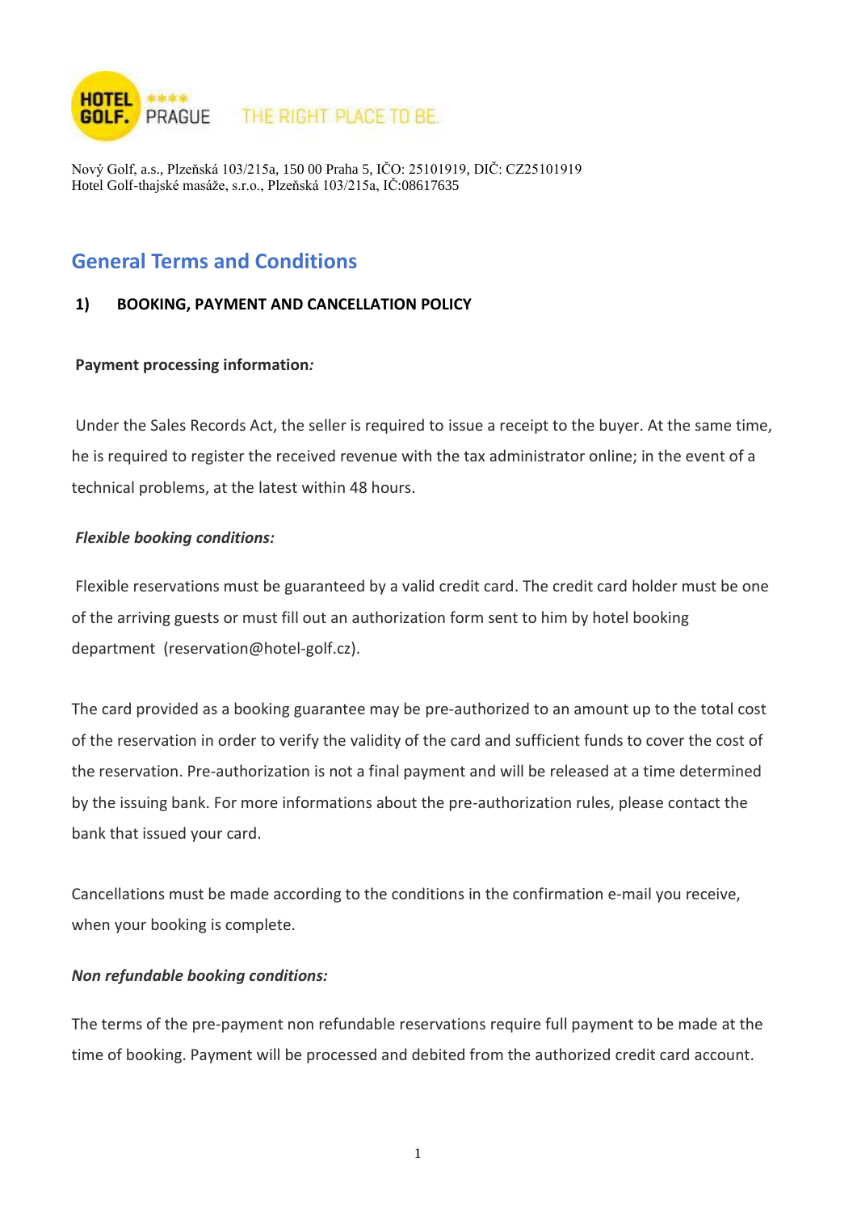HOTEL GOLF. ★★★★ PRAGUE THE RIGHT PLACE TO BE.

Nový Golf, a.s., Plzeňská 103/215a, 150 00 Praha 5, IČO: 25101919, DIČ: CZ25101919
Hotel Golf-thajské masáže, s.r.o., Plzeňská 103/215a, IČ:08617635

# General Terms and Conditions

## 1) BOOKING, PAYMENT AND CANCELLATION POLICY

**Payment processing information*:***

Under the Sales Records Act, the seller is required to issue a receipt to the buyer. At the same time, he is required to register the received revenue with the tax administrator online; in the event of a technical problems, at the latest within 48 hours.

***Flexible booking conditions:***

Flexible reservations must be guaranteed by a valid credit card. The credit card holder must be one of the arriving guests or must fill out an authorization form sent to him by hotel booking department (reservation@hotel-golf.cz).

The card provided as a booking guarantee may be pre-authorized to an amount up to the total cost of the reservation in order to verify the validity of the card and sufficient funds to cover the cost of the reservation. Pre-authorization is not a final payment and will be released at a time determined by the issuing bank. For more informations about the pre-authorization rules, please contact the bank that issued your card.

Cancellations must be made according to the conditions in the confirmation e-mail you receive, when your booking is complete.

***Non refundable booking conditions:***

The terms of the pre-payment non refundable reservations require full payment to be made at the time of booking. Payment will be processed and debited from the authorized credit card account.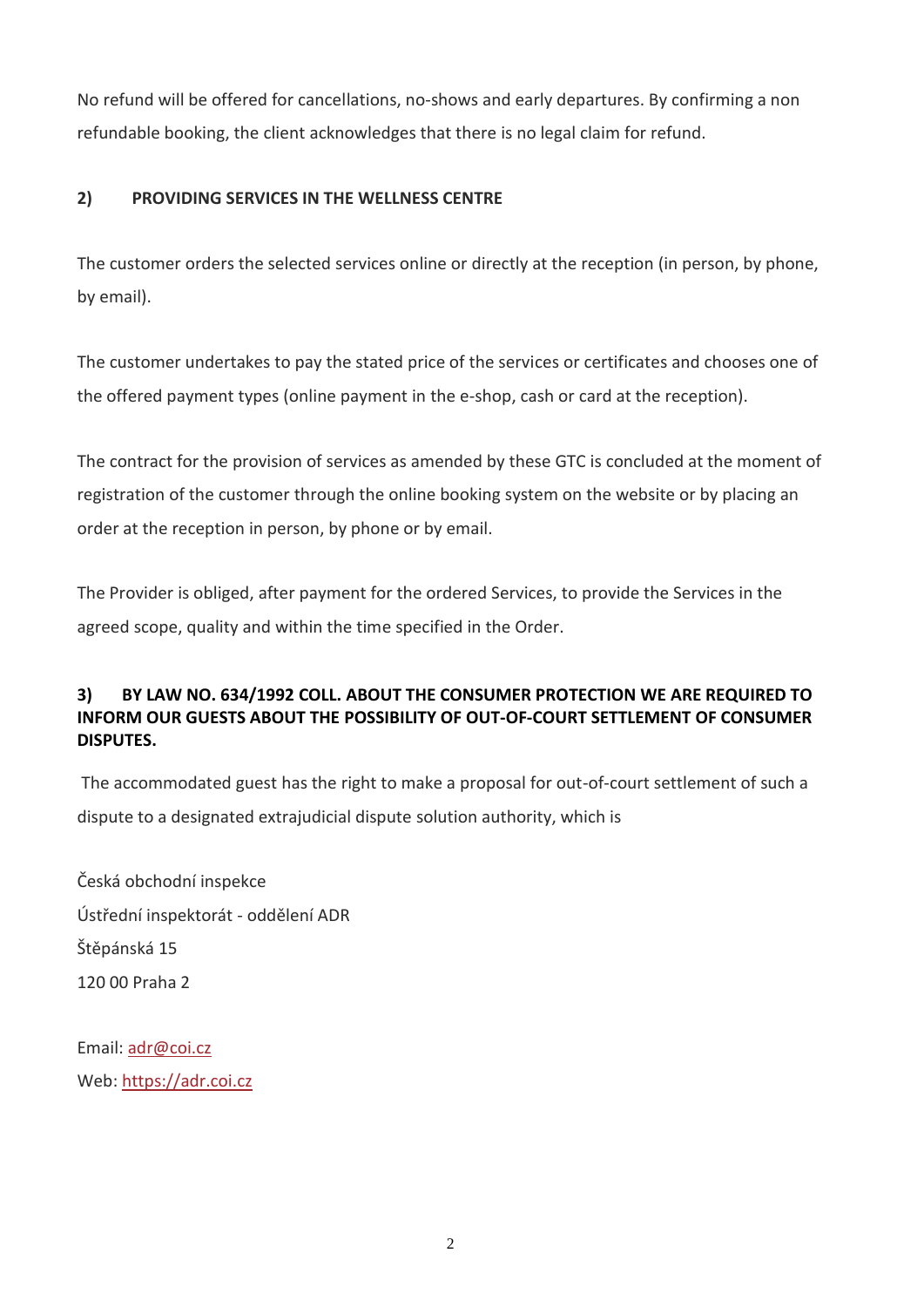No refund will be offered for cancellations, no-shows and early departures. By confirming a non refundable booking, the client acknowledges that there is no legal claim for refund.

## 2) PROVIDING SERVICES IN THE WELLNESS CENTRE

The customer orders the selected services online or directly at the reception (in person, by phone, by email).

The customer undertakes to pay the stated price of the services or certificates and chooses one of the offered payment types (online payment in the e-shop, cash or card at the reception).

The contract for the provision of services as amended by these GTC is concluded at the moment of registration of the customer through the online booking system on the website or by placing an order at the reception in person, by phone or by email.

The Provider is obliged, after payment for the ordered Services, to provide the Services in the agreed scope, quality and within the time specified in the Order.

## 3) BY LAW NO. 634/1992 COLL. ABOUT THE CONSUMER PROTECTION WE ARE REQUIRED TO INFORM OUR GUESTS ABOUT THE POSSIBILITY OF OUT-OF-COURT SETTLEMENT OF CONSUMER DISPUTES.

The accommodated guest has the right to make a proposal for out-of-court settlement of such a dispute to a designated extrajudicial dispute solution authority, which is

Česká obchodní inspekce
Ústřední inspektorát - oddělení ADR
Štěpánská 15
120 00 Praha 2

Email: adr@coi.cz
Web: https://adr.coi.cz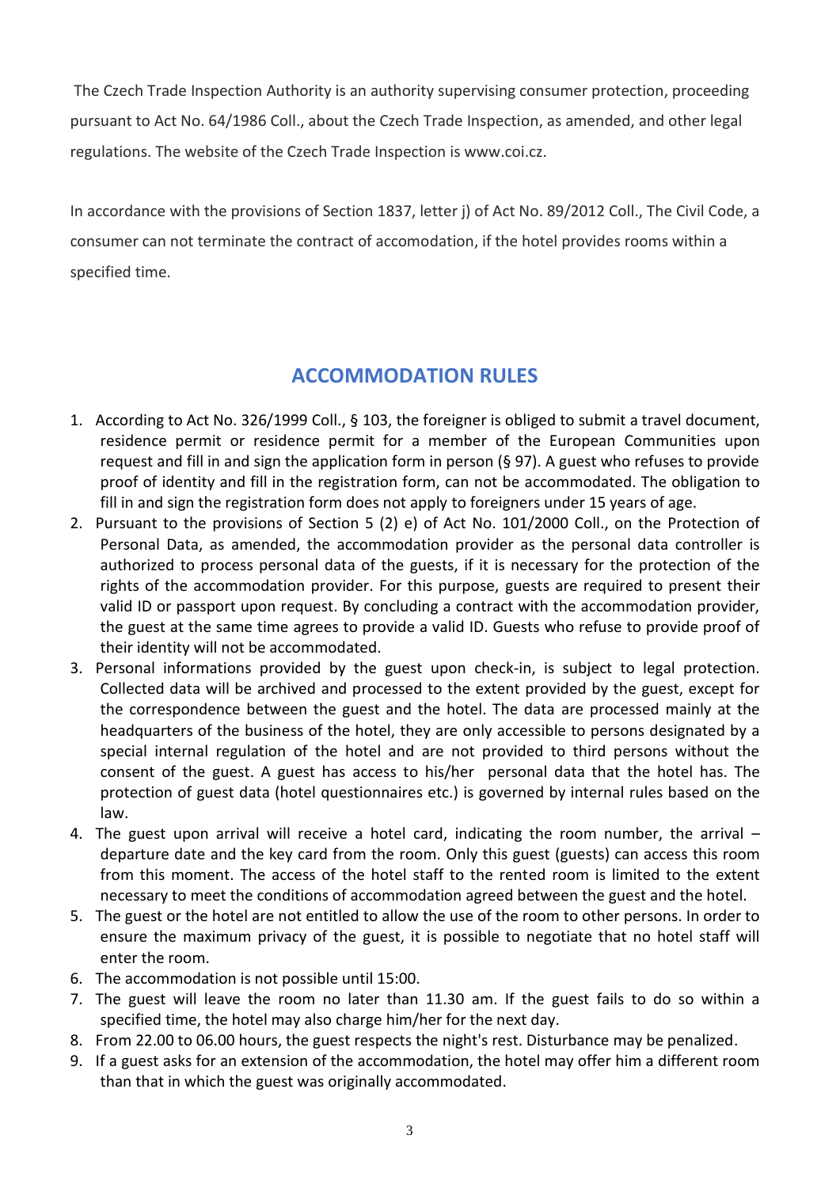The Czech Trade Inspection Authority is an authority supervising consumer protection, proceeding pursuant to Act No. 64/1986 Coll., about the Czech Trade Inspection, as amended, and other legal regulations. The website of the Czech Trade Inspection is www.coi.cz.

In accordance with the provisions of Section 1837, letter j) of Act No. 89/2012 Coll., The Civil Code, a consumer can not terminate the contract of accomodation, if the hotel provides rooms within a specified time.

## ACCOMMODATION RULES

1. According to Act No. 326/1999 Coll., § 103, the foreigner is obliged to submit a travel document, residence permit or residence permit for a member of the European Communities upon request and fill in and sign the application form in person (§ 97). A guest who refuses to provide proof of identity and fill in the registration form, can not be accommodated. The obligation to fill in and sign the registration form does not apply to foreigners under 15 years of age.
2. Pursuant to the provisions of Section 5 (2) e) of Act No. 101/2000 Coll., on the Protection of Personal Data, as amended, the accommodation provider as the personal data controller is authorized to process personal data of the guests, if it is necessary for the protection of the rights of the accommodation provider. For this purpose, guests are required to present their valid ID or passport upon request. By concluding a contract with the accommodation provider, the guest at the same time agrees to provide a valid ID. Guests who refuse to provide proof of their identity will not be accommodated.
3. Personal informations provided by the guest upon check-in, is subject to legal protection. Collected data will be archived and processed to the extent provided by the guest, except for the correspondence between the guest and the hotel. The data are processed mainly at the headquarters of the business of the hotel, they are only accessible to persons designated by a special internal regulation of the hotel and are not provided to third persons without the consent of the guest. A guest has access to his/her personal data that the hotel has. The protection of guest data (hotel questionnaires etc.) is governed by internal rules based on the law.
4. The guest upon arrival will receive a hotel card, indicating the room number, the arrival – departure date and the key card from the room. Only this guest (guests) can access this room from this moment. The access of the hotel staff to the rented room is limited to the extent necessary to meet the conditions of accommodation agreed between the guest and the hotel.
5. The guest or the hotel are not entitled to allow the use of the room to other persons. In order to ensure the maximum privacy of the guest, it is possible to negotiate that no hotel staff will enter the room.
6. The accommodation is not possible until 15:00.
7. The guest will leave the room no later than 11.30 am. If the guest fails to do so within a specified time, the hotel may also charge him/her for the next day.
8. From 22.00 to 06.00 hours, the guest respects the night's rest. Disturbance may be penalized.
9. If a guest asks for an extension of the accommodation, the hotel may offer him a different room than that in which the guest was originally accommodated.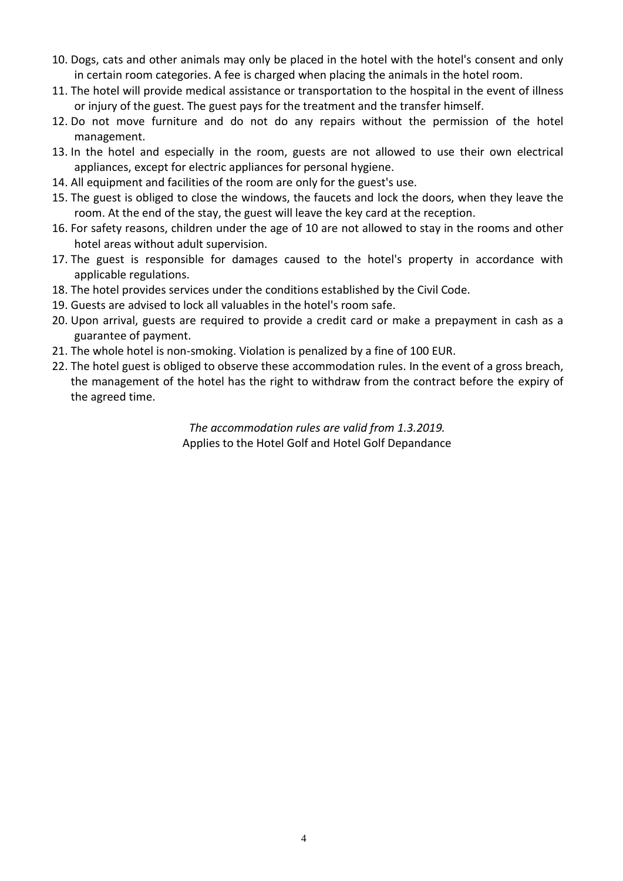10. Dogs, cats and other animals may only be placed in the hotel with the hotel's consent and only in certain room categories. A fee is charged when placing the animals in the hotel room.
11. The hotel will provide medical assistance or transportation to the hospital in the event of illness or injury of the guest. The guest pays for the treatment and the transfer himself.
12. Do not move furniture and do not do any repairs without the permission of the hotel management.
13. In the hotel and especially in the room, guests are not allowed to use their own electrical appliances, except for electric appliances for personal hygiene.
14. All equipment and facilities of the room are only for the guest's use.
15. The guest is obliged to close the windows, the faucets and lock the doors, when they leave the room. At the end of the stay, the guest will leave the key card at the reception.
16. For safety reasons, children under the age of 10 are not allowed to stay in the rooms and other hotel areas without adult supervision.
17. The guest is responsible for damages caused to the hotel's property in accordance with applicable regulations.
18. The hotel provides services under the conditions established by the Civil Code.
19. Guests are advised to lock all valuables in the hotel's room safe.
20. Upon arrival, guests are required to provide a credit card or make a prepayment in cash as a guarantee of payment.
21. The whole hotel is non-smoking. Violation is penalized by a fine of 100 EUR.
22. The hotel guest is obliged to observe these accommodation rules. In the event of a gross breach, the management of the hotel has the right to withdraw from the contract before the expiry of the agreed time.

*The accommodation rules are valid from 1.3.2019.*
Applies to the Hotel Golf and Hotel Golf Depandance